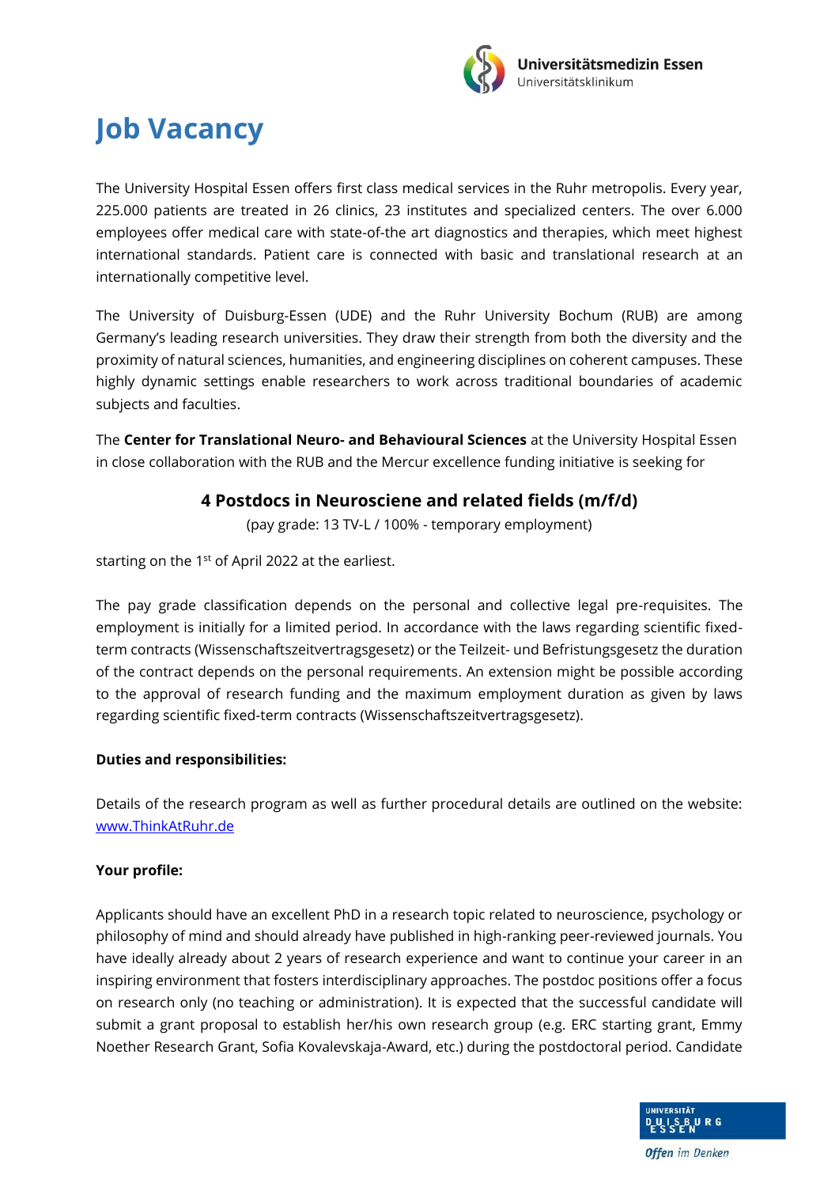# Job Vacancy

The University Hospital Essen offers first class medical services in the Ruhr metropolis. Every year, 225.000 patients are treated in 26 clinics, 23 institutes and specialized centers. The over 6.000 employees offer medical care with state-of-the art diagnostics and therapies, which meet highest international standards. Patient care is connected with basic and translational research at an internationally competitive level.

The University of Duisburg-Essen (UDE) and the Ruhr University Bochum (RUB) are among Germany's leading research universities. They draw their strength from both the diversity and the proximity of natural sciences, humanities, and engineering disciplines on coherent campuses. These highly dynamic settings enable researchers to work across traditional boundaries of academic subjects and faculties.

The **Center for Translational Neuro- and Behavioural Sciences** at the University Hospital Essen in close collaboration with the RUB and the Mercur excellence funding initiative is seeking for

## 4 Postdocs in Neurosciene and related fields (m/f/d)

(pay grade: 13 TV-L / 100% - temporary employment)

starting on the 1st of April 2022 at the earliest.

The pay grade classification depends on the personal and collective legal pre-requisites. The employment is initially for a limited period. In accordance with the laws regarding scientific fixed-term contracts (Wissenschaftszeitvertragsgesetz) or the Teilzeit- und Befristungsgesetz the duration of the contract depends on the personal requirements. An extension might be possible according to the approval of research funding and the maximum employment duration as given by laws regarding scientific fixed-term contracts (Wissenschaftszeitvertragsgesetz).

**Duties and responsibilities:**

Details of the research program as well as further procedural details are outlined on the website: [www.ThinkAtRuhr.de](http://www.ThinkAtRuhr.de)

**Your profile:**

Applicants should have an excellent PhD in a research topic related to neuroscience, psychology or philosophy of mind and should already have published in high-ranking peer-reviewed journals. You have ideally already about 2 years of research experience and want to continue your career in an inspiring environment that fosters interdisciplinary approaches. The postdoc positions offer a focus on research only (no teaching or administration). It is expected that the successful candidate will submit a grant proposal to establish her/his own research group (e.g. ERC starting grant, Emmy Noether Research Grant, Sofia Kovalevskaja-Award, etc.) during the postdoctoral period. Candidate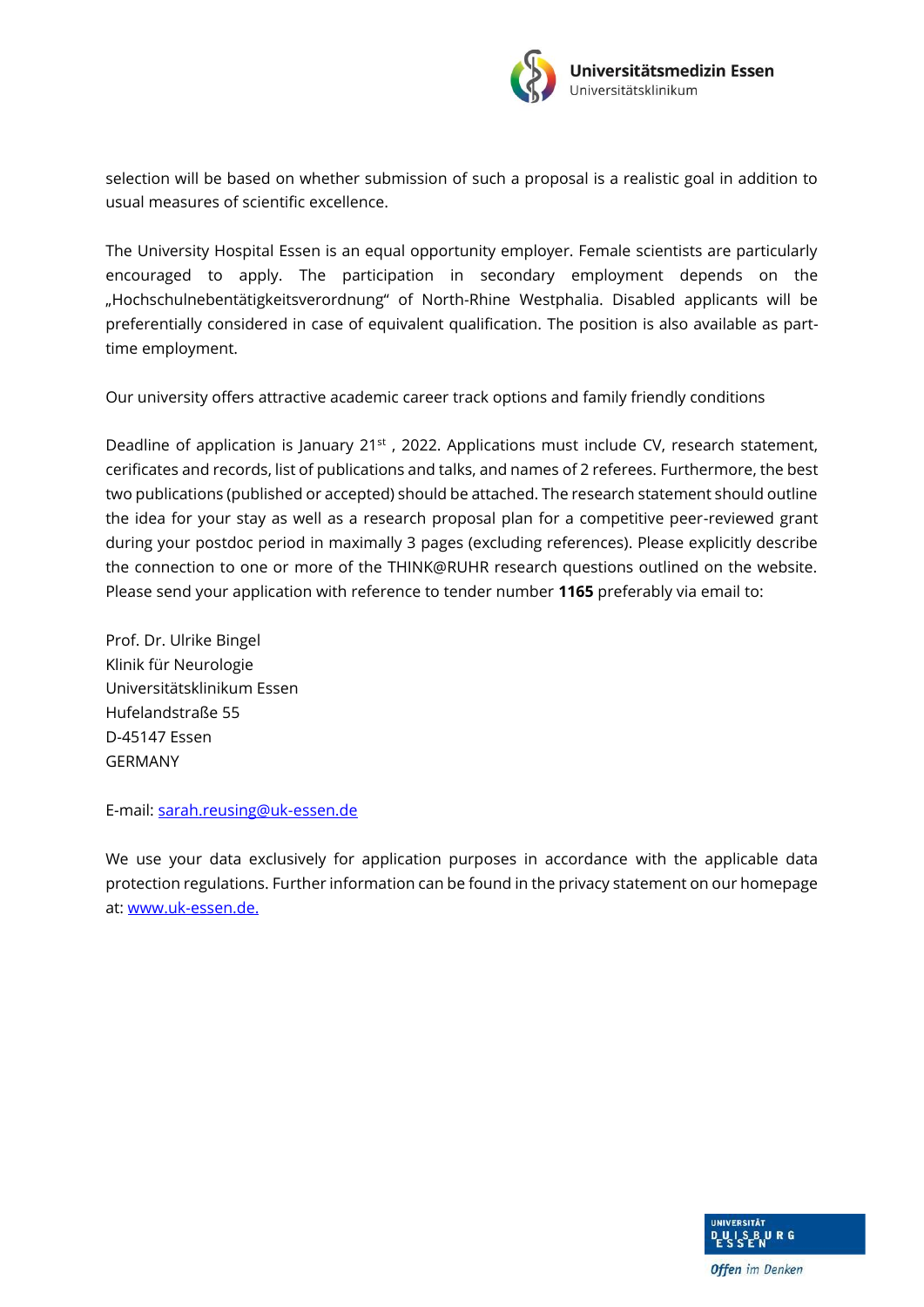selection will be based on whether submission of such a proposal is a realistic goal in addition to usual measures of scientific excellence.

The University Hospital Essen is an equal opportunity employer. Female scientists are particularly encouraged to apply. The participation in secondary employment depends on the „Hochschulnebentätigkeitsverordnung" of North-Rhine Westphalia. Disabled applicants will be preferentially considered in case of equivalent qualification. The position is also available as part-time employment.

Our university offers attractive academic career track options and family friendly conditions

Deadline of application is January 21st , 2022. Applications must include CV, research statement, cerificates and records, list of publications and talks, and names of 2 referees. Furthermore, the best two publications (published or accepted) should be attached. The research statement should outline the idea for your stay as well as a research proposal plan for a competitive peer-reviewed grant during your postdoc period in maximally 3 pages (excluding references). Please explicitly describe the connection to one or more of the THINK@RUHR research questions outlined on the website. Please send your application with reference to tender number **1165** preferably via email to:

Prof. Dr. Ulrike Bingel
Klinik für Neurologie
Universitätsklinikum Essen
Hufelandstraße 55
D-45147 Essen
GERMANY

E-mail: sarah.reusing@uk-essen.de

We use your data exclusively for application purposes in accordance with the applicable data protection regulations. Further information can be found in the privacy statement on our homepage at: www.uk-essen.de.